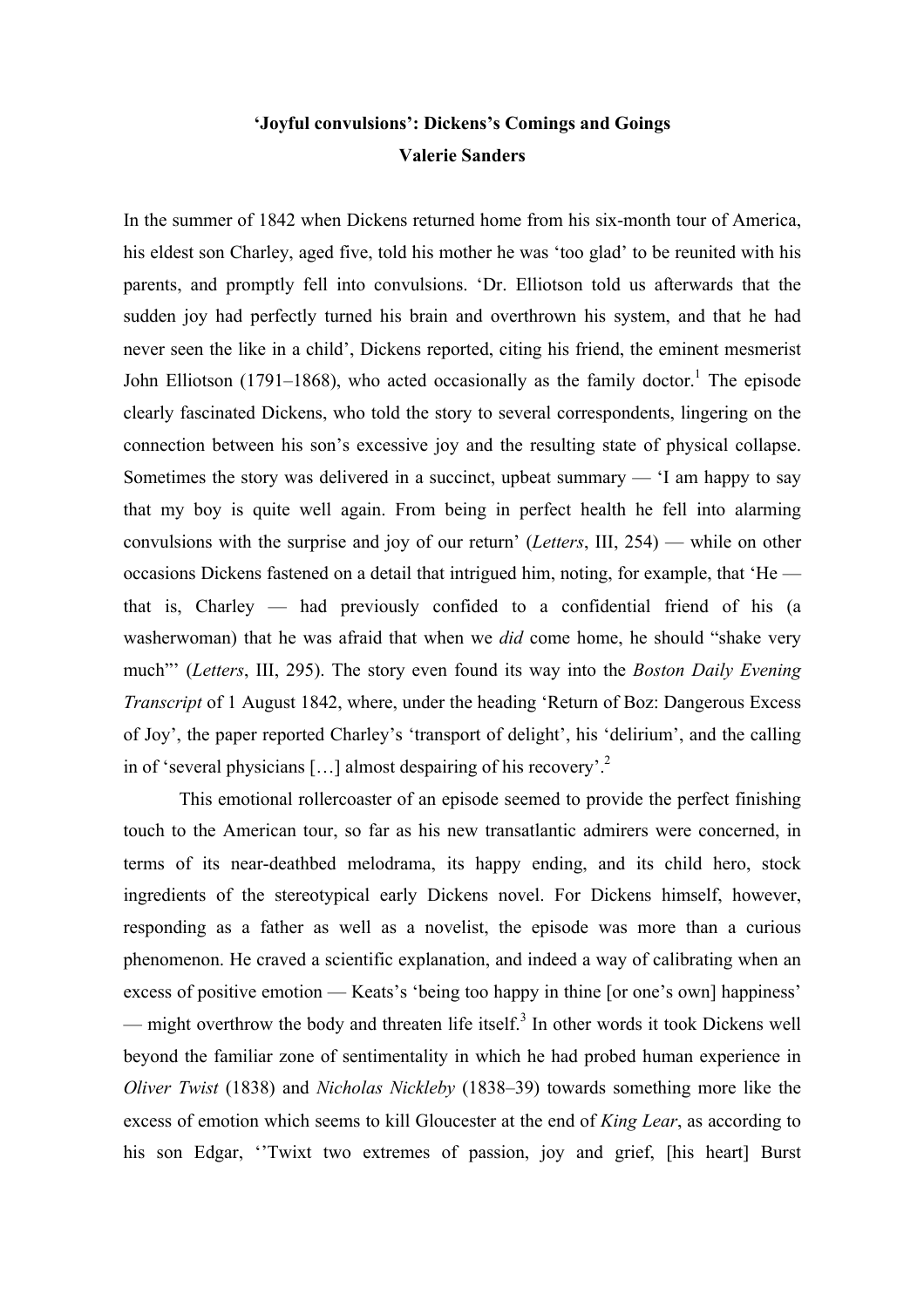# 'Joyful convulsions': Dickens's Comings and Goings

**Valerie Sanders**

In the summer of 1842 when Dickens returned home from his six-month tour of America, his eldest son Charley, aged five, told his mother he was 'too glad' to be reunited with his parents, and promptly fell into convulsions. 'Dr. Elliotson told us afterwards that the sudden joy had perfectly turned his brain and overthrown his system, and that he had never seen the like in a child', Dickens reported, citing his friend, the eminent mesmerist John Elliotson (1791–1868), who acted occasionally as the family doctor.[1] The episode clearly fascinated Dickens, who told the story to several correspondents, lingering on the connection between his son's excessive joy and the resulting state of physical collapse. Sometimes the story was delivered in a succinct, upbeat summary — 'I am happy to say that my boy is quite well again. From being in perfect health he fell into alarming convulsions with the surprise and joy of our return' (*Letters*, III, 254) — while on other occasions Dickens fastened on a detail that intrigued him, noting, for example, that 'He — that is, Charley — had previously confided to a confidential friend of his (a washerwoman) that he was afraid that when we *did* come home, he should "shake very much"' (*Letters*, III, 295). The story even found its way into the *Boston Daily Evening Transcript* of 1 August 1842, where, under the heading 'Return of Boz: Dangerous Excess of Joy', the paper reported Charley's 'transport of delight', his 'delirium', and the calling in of 'several physicians […] almost despairing of his recovery'.[2]

This emotional rollercoaster of an episode seemed to provide the perfect finishing touch to the American tour, so far as his new transatlantic admirers were concerned, in terms of its near-deathbed melodrama, its happy ending, and its child hero, stock ingredients of the stereotypical early Dickens novel. For Dickens himself, however, responding as a father as well as a novelist, the episode was more than a curious phenomenon. He craved a scientific explanation, and indeed a way of calibrating when an excess of positive emotion — Keats's 'being too happy in thine [or one's own] happiness' — might overthrow the body and threaten life itself.[3] In other words it took Dickens well beyond the familiar zone of sentimentality in which he had probed human experience in *Oliver Twist* (1838) and *Nicholas Nickleby* (1838–39) towards something more like the excess of emotion which seems to kill Gloucester at the end of *King Lear*, as according to his son Edgar, ''Twixt two extremes of passion, joy and grief, [his heart] Burst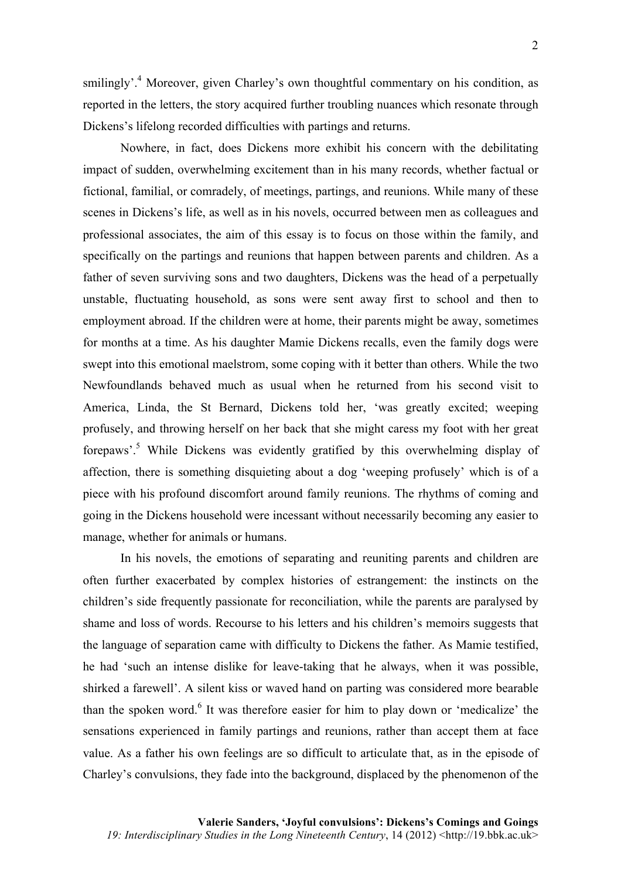smilingly'.[4] Moreover, given Charley's own thoughtful commentary on his condition, as reported in the letters, the story acquired further troubling nuances which resonate through Dickens's lifelong recorded difficulties with partings and returns.

Nowhere, in fact, does Dickens more exhibit his concern with the debilitating impact of sudden, overwhelming excitement than in his many records, whether factual or fictional, familial, or comradely, of meetings, partings, and reunions. While many of these scenes in Dickens's life, as well as in his novels, occurred between men as colleagues and professional associates, the aim of this essay is to focus on those within the family, and specifically on the partings and reunions that happen between parents and children. As a father of seven surviving sons and two daughters, Dickens was the head of a perpetually unstable, fluctuating household, as sons were sent away first to school and then to employment abroad. If the children were at home, their parents might be away, sometimes for months at a time. As his daughter Mamie Dickens recalls, even the family dogs were swept into this emotional maelstrom, some coping with it better than others. While the two Newfoundlands behaved much as usual when he returned from his second visit to America, Linda, the St Bernard, Dickens told her, 'was greatly excited; weeping profusely, and throwing herself on her back that she might caress my foot with her great forepaws'.[5] While Dickens was evidently gratified by this overwhelming display of affection, there is something disquieting about a dog 'weeping profusely' which is of a piece with his profound discomfort around family reunions. The rhythms of coming and going in the Dickens household were incessant without necessarily becoming any easier to manage, whether for animals or humans.

In his novels, the emotions of separating and reuniting parents and children are often further exacerbated by complex histories of estrangement: the instincts on the children's side frequently passionate for reconciliation, while the parents are paralysed by shame and loss of words. Recourse to his letters and his children's memoirs suggests that the language of separation came with difficulty to Dickens the father. As Mamie testified, he had 'such an intense dislike for leave-taking that he always, when it was possible, shirked a farewell'. A silent kiss or waved hand on parting was considered more bearable than the spoken word.[6] It was therefore easier for him to play down or 'medicalize' the sensations experienced in family partings and reunions, rather than accept them at face value. As a father his own feelings are so difficult to articulate that, as in the episode of Charley's convulsions, they fade into the background, displaced by the phenomenon of the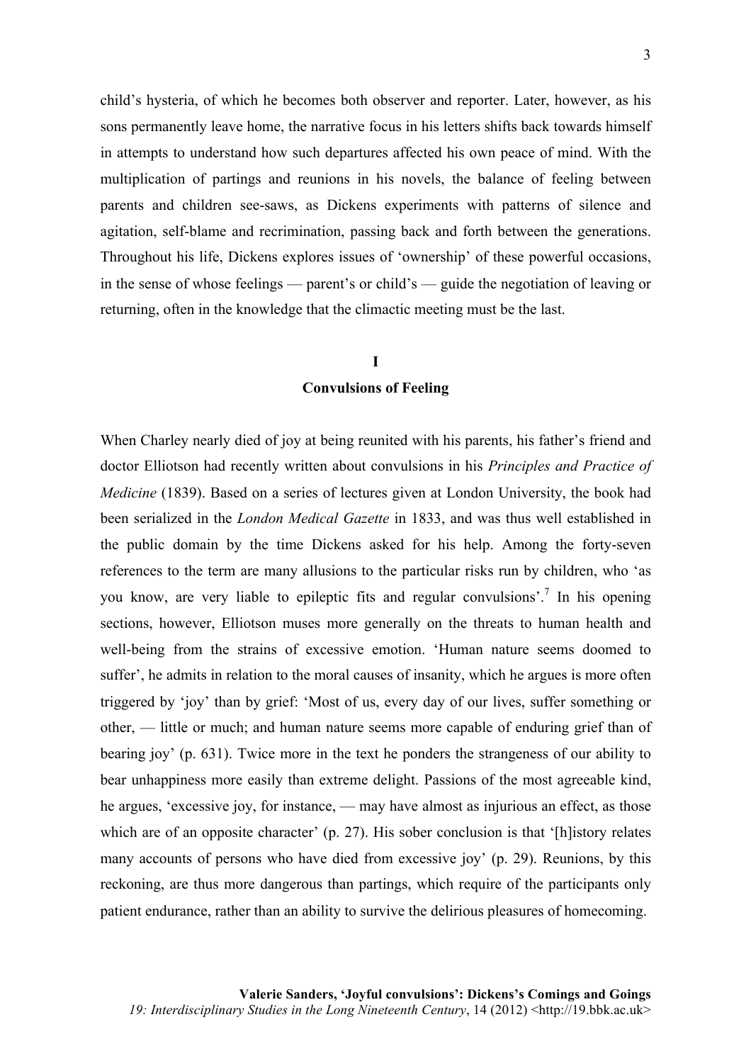child's hysteria, of which he becomes both observer and reporter. Later, however, as his sons permanently leave home, the narrative focus in his letters shifts back towards himself in attempts to understand how such departures affected his own peace of mind. With the multiplication of partings and reunions in his novels, the balance of feeling between parents and children see-saws, as Dickens experiments with patterns of silence and agitation, self-blame and recrimination, passing back and forth between the generations. Throughout his life, Dickens explores issues of 'ownership' of these powerful occasions, in the sense of whose feelings — parent's or child's — guide the negotiation of leaving or returning, often in the knowledge that the climactic meeting must be the last.

## I
## Convulsions of Feeling

When Charley nearly died of joy at being reunited with his parents, his father's friend and doctor Elliotson had recently written about convulsions in his *Principles and Practice of Medicine* (1839). Based on a series of lectures given at London University, the book had been serialized in the *London Medical Gazette* in 1833, and was thus well established in the public domain by the time Dickens asked for his help. Among the forty-seven references to the term are many allusions to the particular risks run by children, who 'as you know, are very liable to epileptic fits and regular convulsions'.[7] In his opening sections, however, Elliotson muses more generally on the threats to human health and well-being from the strains of excessive emotion. 'Human nature seems doomed to suffer', he admits in relation to the moral causes of insanity, which he argues is more often triggered by 'joy' than by grief: 'Most of us, every day of our lives, suffer something or other, — little or much; and human nature seems more capable of enduring grief than of bearing joy' (p. 631). Twice more in the text he ponders the strangeness of our ability to bear unhappiness more easily than extreme delight. Passions of the most agreeable kind, he argues, 'excessive joy, for instance, — may have almost as injurious an effect, as those which are of an opposite character' (p. 27). His sober conclusion is that '[h]istory relates many accounts of persons who have died from excessive joy' (p. 29). Reunions, by this reckoning, are thus more dangerous than partings, which require of the participants only patient endurance, rather than an ability to survive the delirious pleasures of homecoming.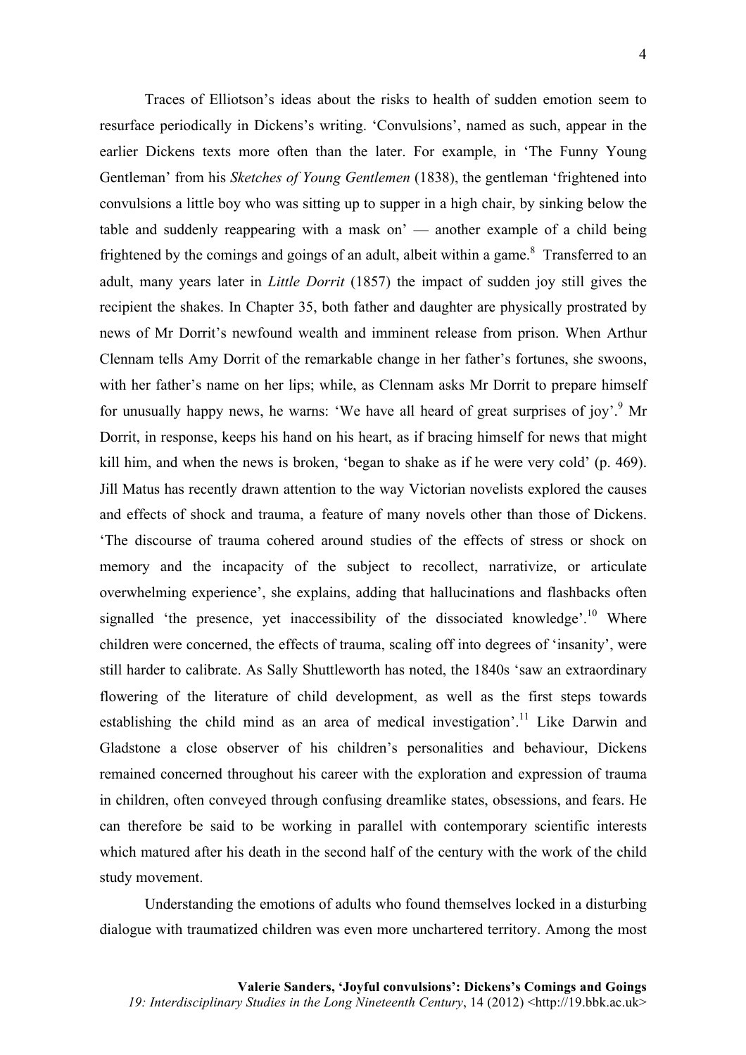Traces of Elliotson's ideas about the risks to health of sudden emotion seem to resurface periodically in Dickens's writing. 'Convulsions', named as such, appear in the earlier Dickens texts more often than the later. For example, in 'The Funny Young Gentleman' from his *Sketches of Young Gentlemen* (1838), the gentleman 'frightened into convulsions a little boy who was sitting up to supper in a high chair, by sinking below the table and suddenly reappearing with a mask on' — another example of a child being frightened by the comings and goings of an adult, albeit within a game.[8] Transferred to an adult, many years later in *Little Dorrit* (1857) the impact of sudden joy still gives the recipient the shakes. In Chapter 35, both father and daughter are physically prostrated by news of Mr Dorrit's newfound wealth and imminent release from prison. When Arthur Clennam tells Amy Dorrit of the remarkable change in her father's fortunes, she swoons, with her father's name on her lips; while, as Clennam asks Mr Dorrit to prepare himself for unusually happy news, he warns: 'We have all heard of great surprises of joy'.[9] Mr Dorrit, in response, keeps his hand on his heart, as if bracing himself for news that might kill him, and when the news is broken, 'began to shake as if he were very cold' (p. 469). Jill Matus has recently drawn attention to the way Victorian novelists explored the causes and effects of shock and trauma, a feature of many novels other than those of Dickens. 'The discourse of trauma cohered around studies of the effects of stress or shock on memory and the incapacity of the subject to recollect, narrativize, or articulate overwhelming experience', she explains, adding that hallucinations and flashbacks often signalled 'the presence, yet inaccessibility of the dissociated knowledge'.[10] Where children were concerned, the effects of trauma, scaling off into degrees of 'insanity', were still harder to calibrate. As Sally Shuttleworth has noted, the 1840s 'saw an extraordinary flowering of the literature of child development, as well as the first steps towards establishing the child mind as an area of medical investigation'.[11] Like Darwin and Gladstone a close observer of his children's personalities and behaviour, Dickens remained concerned throughout his career with the exploration and expression of trauma in children, often conveyed through confusing dreamlike states, obsessions, and fears. He can therefore be said to be working in parallel with contemporary scientific interests which matured after his death in the second half of the century with the work of the child study movement.

Understanding the emotions of adults who found themselves locked in a disturbing dialogue with traumatized children was even more unchartered territory. Among the most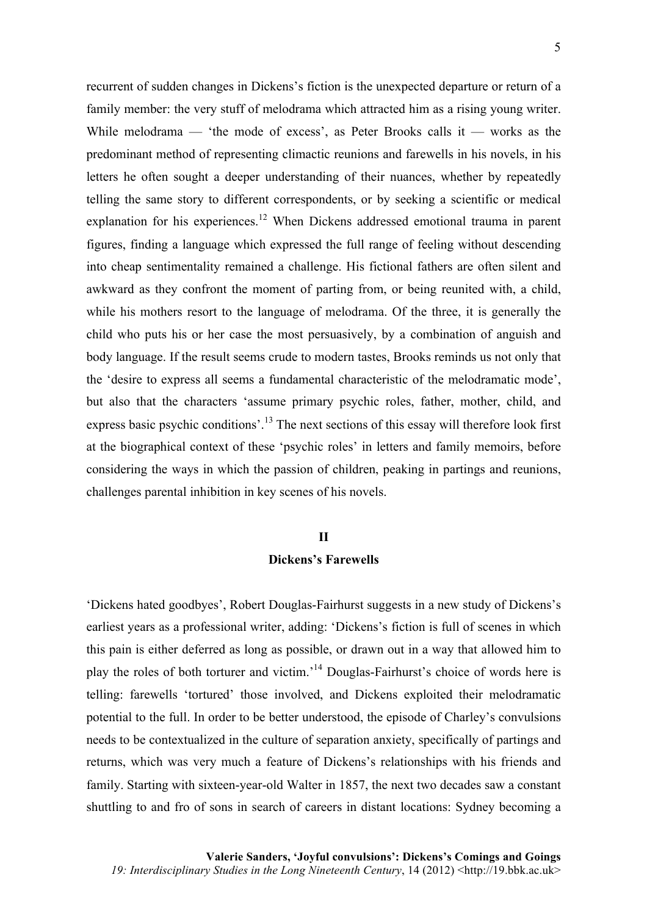recurrent of sudden changes in Dickens's fiction is the unexpected departure or return of a family member: the very stuff of melodrama which attracted him as a rising young writer. While melodrama — 'the mode of excess', as Peter Brooks calls it — works as the predominant method of representing climactic reunions and farewells in his novels, in his letters he often sought a deeper understanding of their nuances, whether by repeatedly telling the same story to different correspondents, or by seeking a scientific or medical explanation for his experiences.[12] When Dickens addressed emotional trauma in parent figures, finding a language which expressed the full range of feeling without descending into cheap sentimentality remained a challenge. His fictional fathers are often silent and awkward as they confront the moment of parting from, or being reunited with, a child, while his mothers resort to the language of melodrama. Of the three, it is generally the child who puts his or her case the most persuasively, by a combination of anguish and body language. If the result seems crude to modern tastes, Brooks reminds us not only that the 'desire to express all seems a fundamental characteristic of the melodramatic mode', but also that the characters 'assume primary psychic roles, father, mother, child, and express basic psychic conditions'.[13] The next sections of this essay will therefore look first at the biographical context of these 'psychic roles' in letters and family memoirs, before considering the ways in which the passion of children, peaking in partings and reunions, challenges parental inhibition in key scenes of his novels.

## II

## Dickens's Farewells

'Dickens hated goodbyes', Robert Douglas-Fairhurst suggests in a new study of Dickens's earliest years as a professional writer, adding: 'Dickens's fiction is full of scenes in which this pain is either deferred as long as possible, or drawn out in a way that allowed him to play the roles of both torturer and victim.'[14] Douglas-Fairhurst's choice of words here is telling: farewells 'tortured' those involved, and Dickens exploited their melodramatic potential to the full. In order to be better understood, the episode of Charley's convulsions needs to be contextualized in the culture of separation anxiety, specifically of partings and returns, which was very much a feature of Dickens's relationships with his friends and family. Starting with sixteen-year-old Walter in 1857, the next two decades saw a constant shuttling to and fro of sons in search of careers in distant locations: Sydney becoming a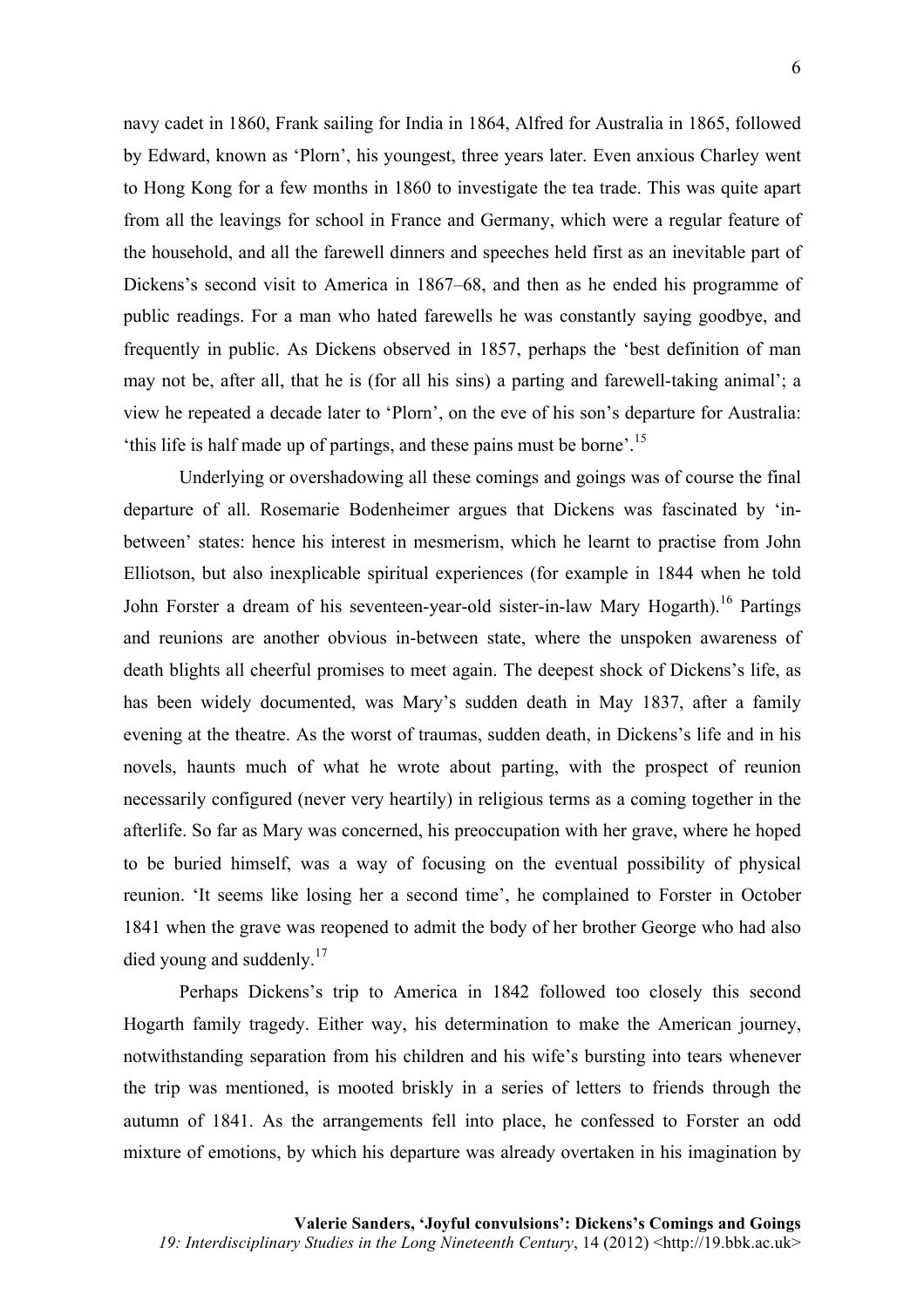navy cadet in 1860, Frank sailing for India in 1864, Alfred for Australia in 1865, followed by Edward, known as 'Plorn', his youngest, three years later. Even anxious Charley went to Hong Kong for a few months in 1860 to investigate the tea trade. This was quite apart from all the leavings for school in France and Germany, which were a regular feature of the household, and all the farewell dinners and speeches held first as an inevitable part of Dickens's second visit to America in 1867–68, and then as he ended his programme of public readings. For a man who hated farewells he was constantly saying goodbye, and frequently in public. As Dickens observed in 1857, perhaps the 'best definition of man may not be, after all, that he is (for all his sins) a parting and farewell-taking animal'; a view he repeated a decade later to 'Plorn', on the eve of his son's departure for Australia: 'this life is half made up of partings, and these pains must be borne'.[15]

Underlying or overshadowing all these comings and goings was of course the final departure of all. Rosemarie Bodenheimer argues that Dickens was fascinated by 'in-between' states: hence his interest in mesmerism, which he learnt to practise from John Elliotson, but also inexplicable spiritual experiences (for example in 1844 when he told John Forster a dream of his seventeen-year-old sister-in-law Mary Hogarth).[16] Partings and reunions are another obvious in-between state, where the unspoken awareness of death blights all cheerful promises to meet again. The deepest shock of Dickens's life, as has been widely documented, was Mary's sudden death in May 1837, after a family evening at the theatre. As the worst of traumas, sudden death, in Dickens's life and in his novels, haunts much of what he wrote about parting, with the prospect of reunion necessarily configured (never very heartily) in religious terms as a coming together in the afterlife. So far as Mary was concerned, his preoccupation with her grave, where he hoped to be buried himself, was a way of focusing on the eventual possibility of physical reunion. 'It seems like losing her a second time', he complained to Forster in October 1841 when the grave was reopened to admit the body of her brother George who had also died young and suddenly.[17]

Perhaps Dickens's trip to America in 1842 followed too closely this second Hogarth family tragedy. Either way, his determination to make the American journey, notwithstanding separation from his children and his wife's bursting into tears whenever the trip was mentioned, is mooted briskly in a series of letters to friends through the autumn of 1841. As the arrangements fell into place, he confessed to Forster an odd mixture of emotions, by which his departure was already overtaken in his imagination by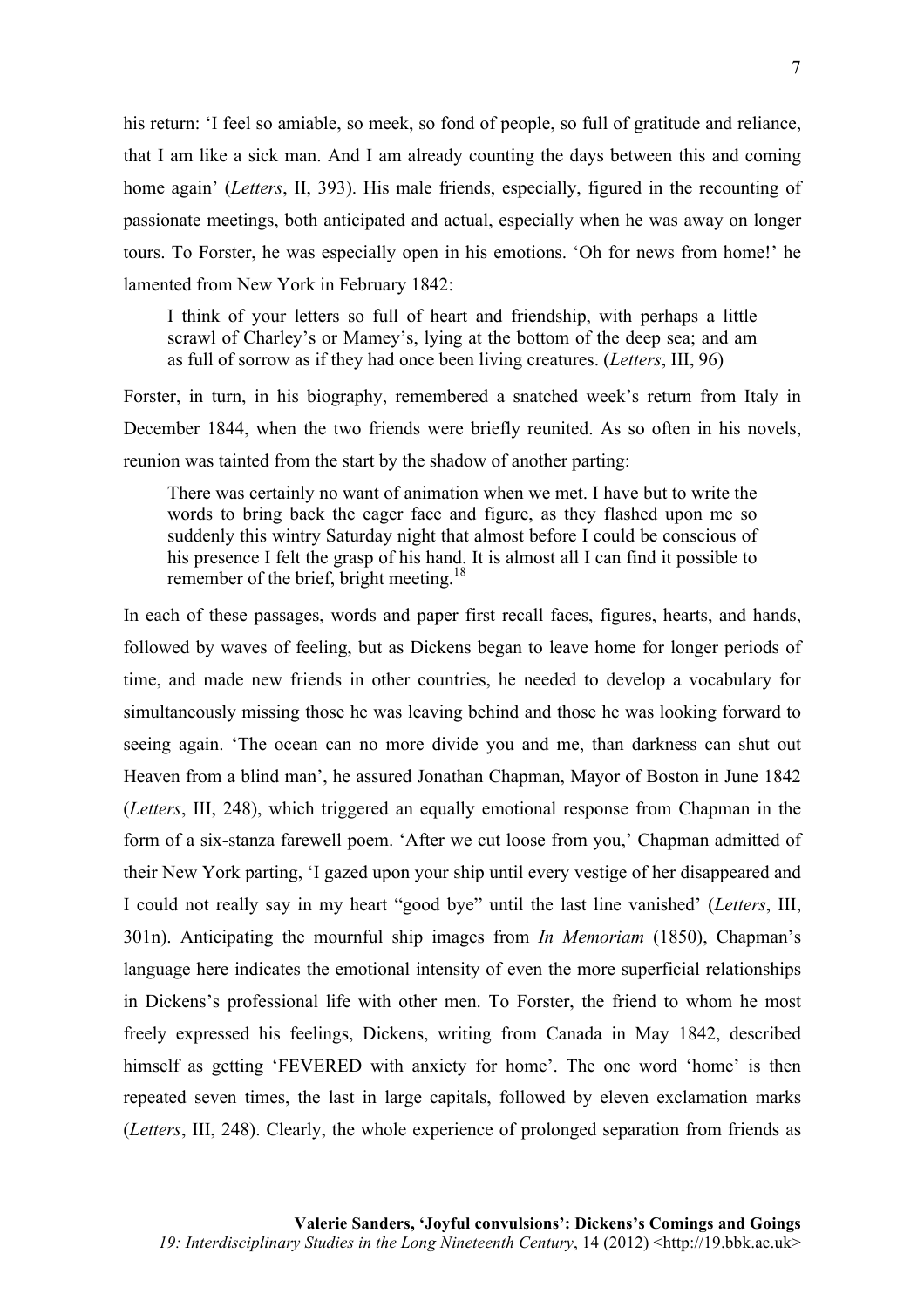his return: 'I feel so amiable, so meek, so fond of people, so full of gratitude and reliance, that I am like a sick man. And I am already counting the days between this and coming home again' (*Letters*, II, 393). His male friends, especially, figured in the recounting of passionate meetings, both anticipated and actual, especially when he was away on longer tours. To Forster, he was especially open in his emotions. 'Oh for news from home!' he lamented from New York in February 1842:

> I think of your letters so full of heart and friendship, with perhaps a little scrawl of Charley's or Mamey's, lying at the bottom of the deep sea; and am as full of sorrow as if they had once been living creatures. (*Letters*, III, 96)

Forster, in turn, in his biography, remembered a snatched week's return from Italy in December 1844, when the two friends were briefly reunited. As so often in his novels, reunion was tainted from the start by the shadow of another parting:

> There was certainly no want of animation when we met. I have but to write the words to bring back the eager face and figure, as they flashed upon me so suddenly this wintry Saturday night that almost before I could be conscious of his presence I felt the grasp of his hand. It is almost all I can find it possible to remember of the brief, bright meeting.[18]

In each of these passages, words and paper first recall faces, figures, hearts, and hands, followed by waves of feeling, but as Dickens began to leave home for longer periods of time, and made new friends in other countries, he needed to develop a vocabulary for simultaneously missing those he was leaving behind and those he was looking forward to seeing again. 'The ocean can no more divide you and me, than darkness can shut out Heaven from a blind man', he assured Jonathan Chapman, Mayor of Boston in June 1842 (*Letters*, III, 248), which triggered an equally emotional response from Chapman in the form of a six-stanza farewell poem. 'After we cut loose from you,' Chapman admitted of their New York parting, 'I gazed upon your ship until every vestige of her disappeared and I could not really say in my heart "good bye" until the last line vanished' (*Letters*, III, 301n). Anticipating the mournful ship images from *In Memoriam* (1850), Chapman's language here indicates the emotional intensity of even the more superficial relationships in Dickens's professional life with other men. To Forster, the friend to whom he most freely expressed his feelings, Dickens, writing from Canada in May 1842, described himself as getting 'FEVERED with anxiety for home'. The one word 'home' is then repeated seven times, the last in large capitals, followed by eleven exclamation marks (*Letters*, III, 248). Clearly, the whole experience of prolonged separation from friends as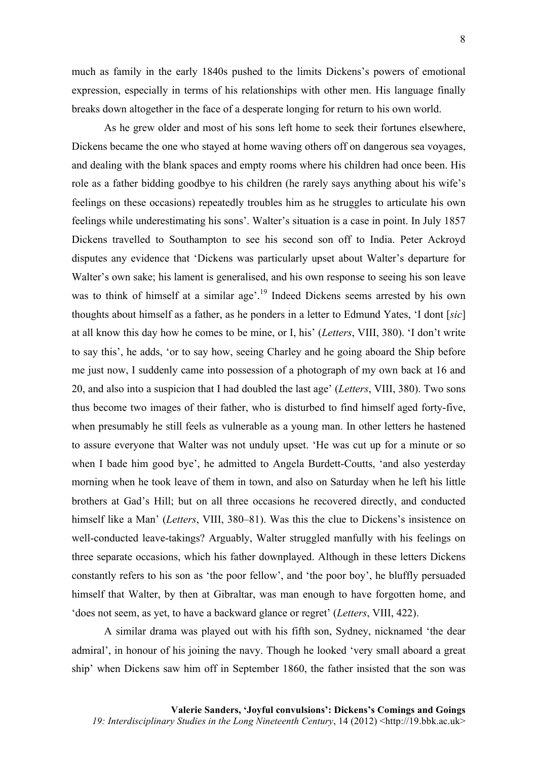much as family in the early 1840s pushed to the limits Dickens's powers of emotional expression, especially in terms of his relationships with other men. His language finally breaks down altogether in the face of a desperate longing for return to his own world.

As he grew older and most of his sons left home to seek their fortunes elsewhere, Dickens became the one who stayed at home waving others off on dangerous sea voyages, and dealing with the blank spaces and empty rooms where his children had once been. His role as a father bidding goodbye to his children (he rarely says anything about his wife's feelings on these occasions) repeatedly troubles him as he struggles to articulate his own feelings while underestimating his sons'. Walter's situation is a case in point. In July 1857 Dickens travelled to Southampton to see his second son off to India. Peter Ackroyd disputes any evidence that 'Dickens was particularly upset about Walter's departure for Walter's own sake; his lament is generalised, and his own response to seeing his son leave was to think of himself at a similar age'.[19] Indeed Dickens seems arrested by his own thoughts about himself as a father, as he ponders in a letter to Edmund Yates, 'I dont [*sic*] at all know this day how he comes to be mine, or I, his' (*Letters*, VIII, 380). 'I don't write to say this', he adds, 'or to say how, seeing Charley and he going aboard the Ship before me just now, I suddenly came into possession of a photograph of my own back at 16 and 20, and also into a suspicion that I had doubled the last age' (*Letters*, VIII, 380). Two sons thus become two images of their father, who is disturbed to find himself aged forty-five, when presumably he still feels as vulnerable as a young man. In other letters he hastened to assure everyone that Walter was not unduly upset. 'He was cut up for a minute or so when I bade him good bye', he admitted to Angela Burdett-Coutts, 'and also yesterday morning when he took leave of them in town, and also on Saturday when he left his little brothers at Gad's Hill; but on all three occasions he recovered directly, and conducted himself like a Man' (*Letters*, VIII, 380–81). Was this the clue to Dickens's insistence on well-conducted leave-takings? Arguably, Walter struggled manfully with his feelings on three separate occasions, which his father downplayed. Although in these letters Dickens constantly refers to his son as 'the poor fellow', and 'the poor boy', he bluffly persuaded himself that Walter, by then at Gibraltar, was man enough to have forgotten home, and 'does not seem, as yet, to have a backward glance or regret' (*Letters*, VIII, 422).

A similar drama was played out with his fifth son, Sydney, nicknamed 'the dear admiral', in honour of his joining the navy. Though he looked 'very small aboard a great ship' when Dickens saw him off in September 1860, the father insisted that the son was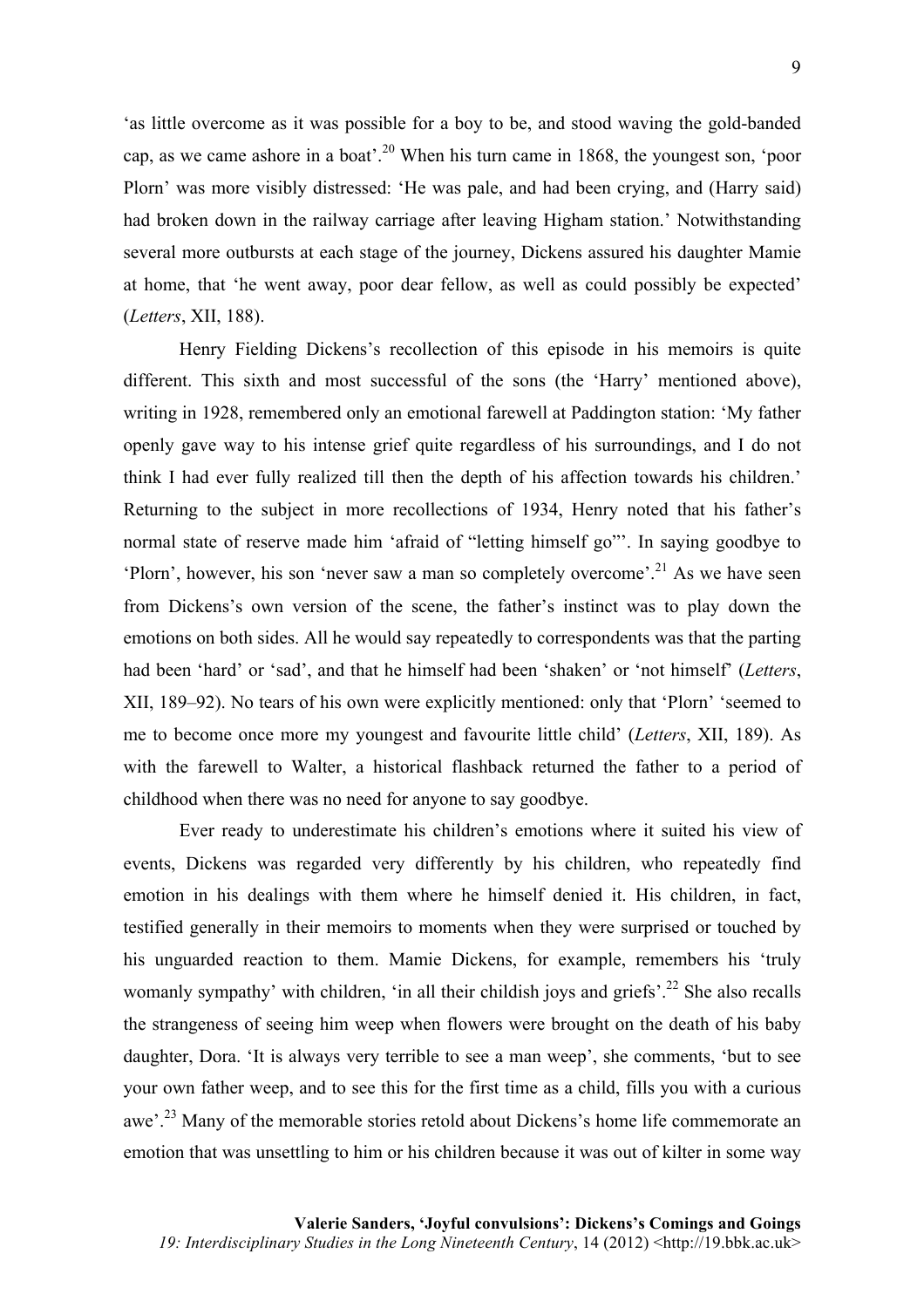'as little overcome as it was possible for a boy to be, and stood waving the gold-banded cap, as we came ashore in a boat'.[20] When his turn came in 1868, the youngest son, 'poor Plorn' was more visibly distressed: 'He was pale, and had been crying, and (Harry said) had broken down in the railway carriage after leaving Higham station.' Notwithstanding several more outbursts at each stage of the journey, Dickens assured his daughter Mamie at home, that 'he went away, poor dear fellow, as well as could possibly be expected' (*Letters*, XII, 188).

Henry Fielding Dickens's recollection of this episode in his memoirs is quite different. This sixth and most successful of the sons (the 'Harry' mentioned above), writing in 1928, remembered only an emotional farewell at Paddington station: 'My father openly gave way to his intense grief quite regardless of his surroundings, and I do not think I had ever fully realized till then the depth of his affection towards his children.' Returning to the subject in more recollections of 1934, Henry noted that his father's normal state of reserve made him 'afraid of "letting himself go"'. In saying goodbye to 'Plorn', however, his son 'never saw a man so completely overcome'.[21] As we have seen from Dickens's own version of the scene, the father's instinct was to play down the emotions on both sides. All he would say repeatedly to correspondents was that the parting had been 'hard' or 'sad', and that he himself had been 'shaken' or 'not himself' (*Letters*, XII, 189–92). No tears of his own were explicitly mentioned: only that 'Plorn' 'seemed to me to become once more my youngest and favourite little child' (*Letters*, XII, 189). As with the farewell to Walter, a historical flashback returned the father to a period of childhood when there was no need for anyone to say goodbye.

Ever ready to underestimate his children's emotions where it suited his view of events, Dickens was regarded very differently by his children, who repeatedly find emotion in his dealings with them where he himself denied it. His children, in fact, testified generally in their memoirs to moments when they were surprised or touched by his unguarded reaction to them. Mamie Dickens, for example, remembers his 'truly womanly sympathy' with children, 'in all their childish joys and griefs'.[22] She also recalls the strangeness of seeing him weep when flowers were brought on the death of his baby daughter, Dora. 'It is always very terrible to see a man weep', she comments, 'but to see your own father weep, and to see this for the first time as a child, fills you with a curious awe'.[23] Many of the memorable stories retold about Dickens's home life commemorate an emotion that was unsettling to him or his children because it was out of kilter in some way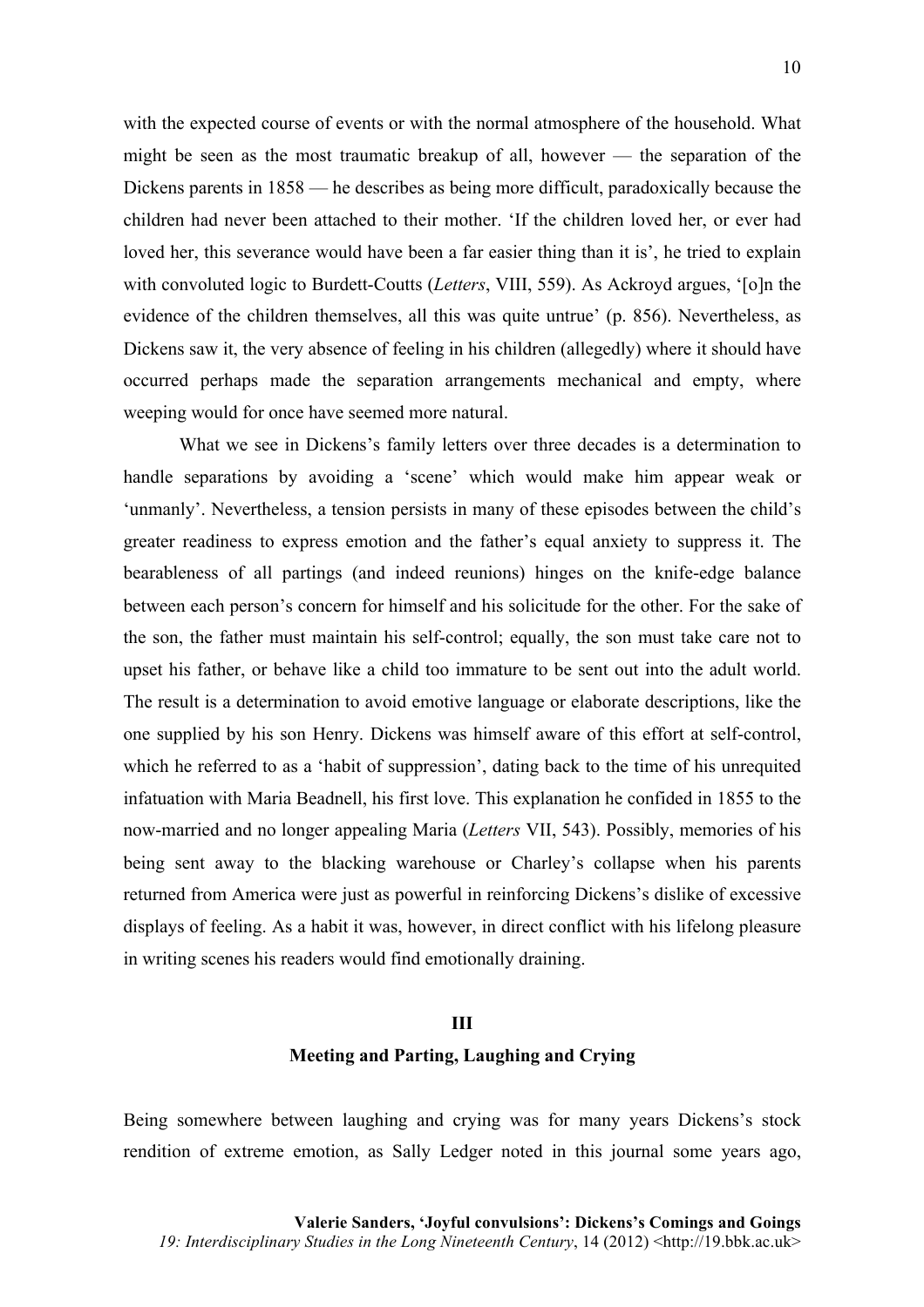with the expected course of events or with the normal atmosphere of the household. What might be seen as the most traumatic breakup of all, however — the separation of the Dickens parents in 1858 — he describes as being more difficult, paradoxically because the children had never been attached to their mother. 'If the children loved her, or ever had loved her, this severance would have been a far easier thing than it is', he tried to explain with convoluted logic to Burdett-Coutts (*Letters*, VIII, 559). As Ackroyd argues, '[o]n the evidence of the children themselves, all this was quite untrue' (p. 856). Nevertheless, as Dickens saw it, the very absence of feeling in his children (allegedly) where it should have occurred perhaps made the separation arrangements mechanical and empty, where weeping would for once have seemed more natural.

What we see in Dickens's family letters over three decades is a determination to handle separations by avoiding a 'scene' which would make him appear weak or 'unmanly'. Nevertheless, a tension persists in many of these episodes between the child's greater readiness to express emotion and the father's equal anxiety to suppress it. The bearableness of all partings (and indeed reunions) hinges on the knife-edge balance between each person's concern for himself and his solicitude for the other. For the sake of the son, the father must maintain his self-control; equally, the son must take care not to upset his father, or behave like a child too immature to be sent out into the adult world. The result is a determination to avoid emotive language or elaborate descriptions, like the one supplied by his son Henry. Dickens was himself aware of this effort at self-control, which he referred to as a 'habit of suppression', dating back to the time of his unrequited infatuation with Maria Beadnell, his first love. This explanation he confided in 1855 to the now-married and no longer appealing Maria (*Letters* VII, 543). Possibly, memories of his being sent away to the blacking warehouse or Charley's collapse when his parents returned from America were just as powerful in reinforcing Dickens's dislike of excessive displays of feeling. As a habit it was, however, in direct conflict with his lifelong pleasure in writing scenes his readers would find emotionally draining.

## III

## Meeting and Parting, Laughing and Crying

Being somewhere between laughing and crying was for many years Dickens's stock rendition of extreme emotion, as Sally Ledger noted in this journal some years ago,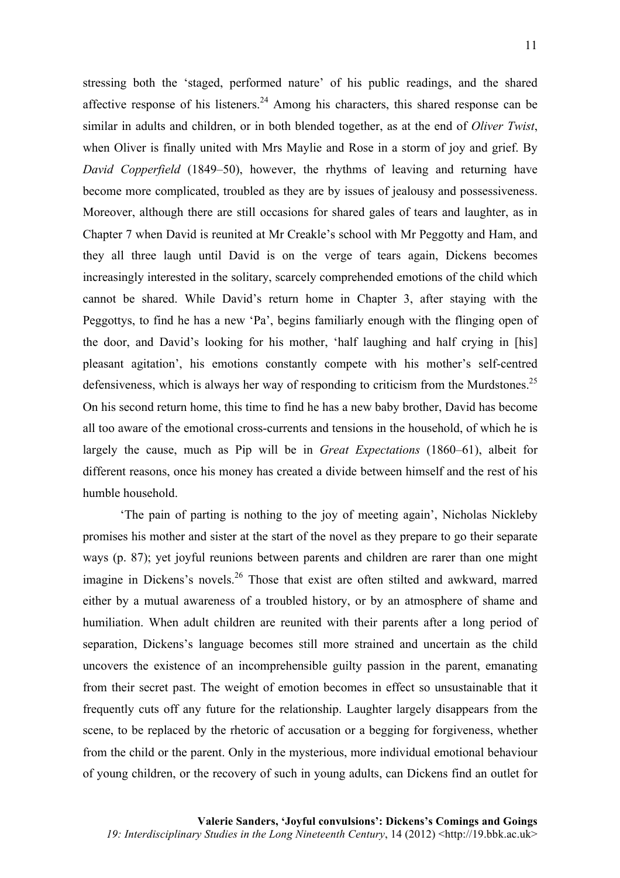stressing both the 'staged, performed nature' of his public readings, and the shared affective response of his listeners.[24] Among his characters, this shared response can be similar in adults and children, or in both blended together, as at the end of *Oliver Twist*, when Oliver is finally united with Mrs Maylie and Rose in a storm of joy and grief. By *David Copperfield* (1849–50), however, the rhythms of leaving and returning have become more complicated, troubled as they are by issues of jealousy and possessiveness. Moreover, although there are still occasions for shared gales of tears and laughter, as in Chapter 7 when David is reunited at Mr Creakle's school with Mr Peggotty and Ham, and they all three laugh until David is on the verge of tears again, Dickens becomes increasingly interested in the solitary, scarcely comprehended emotions of the child which cannot be shared. While David's return home in Chapter 3, after staying with the Peggottys, to find he has a new 'Pa', begins familiarly enough with the flinging open of the door, and David's looking for his mother, 'half laughing and half crying in [his] pleasant agitation', his emotions constantly compete with his mother's self-centred defensiveness, which is always her way of responding to criticism from the Murdstones.[25] On his second return home, this time to find he has a new baby brother, David has become all too aware of the emotional cross-currents and tensions in the household, of which he is largely the cause, much as Pip will be in *Great Expectations* (1860–61), albeit for different reasons, once his money has created a divide between himself and the rest of his humble household.

'The pain of parting is nothing to the joy of meeting again', Nicholas Nickleby promises his mother and sister at the start of the novel as they prepare to go their separate ways (p. 87); yet joyful reunions between parents and children are rarer than one might imagine in Dickens's novels.[26] Those that exist are often stilted and awkward, marred either by a mutual awareness of a troubled history, or by an atmosphere of shame and humiliation. When adult children are reunited with their parents after a long period of separation, Dickens's language becomes still more strained and uncertain as the child uncovers the existence of an incomprehensible guilty passion in the parent, emanating from their secret past. The weight of emotion becomes in effect so unsustainable that it frequently cuts off any future for the relationship. Laughter largely disappears from the scene, to be replaced by the rhetoric of accusation or a begging for forgiveness, whether from the child or the parent. Only in the mysterious, more individual emotional behaviour of young children, or the recovery of such in young adults, can Dickens find an outlet for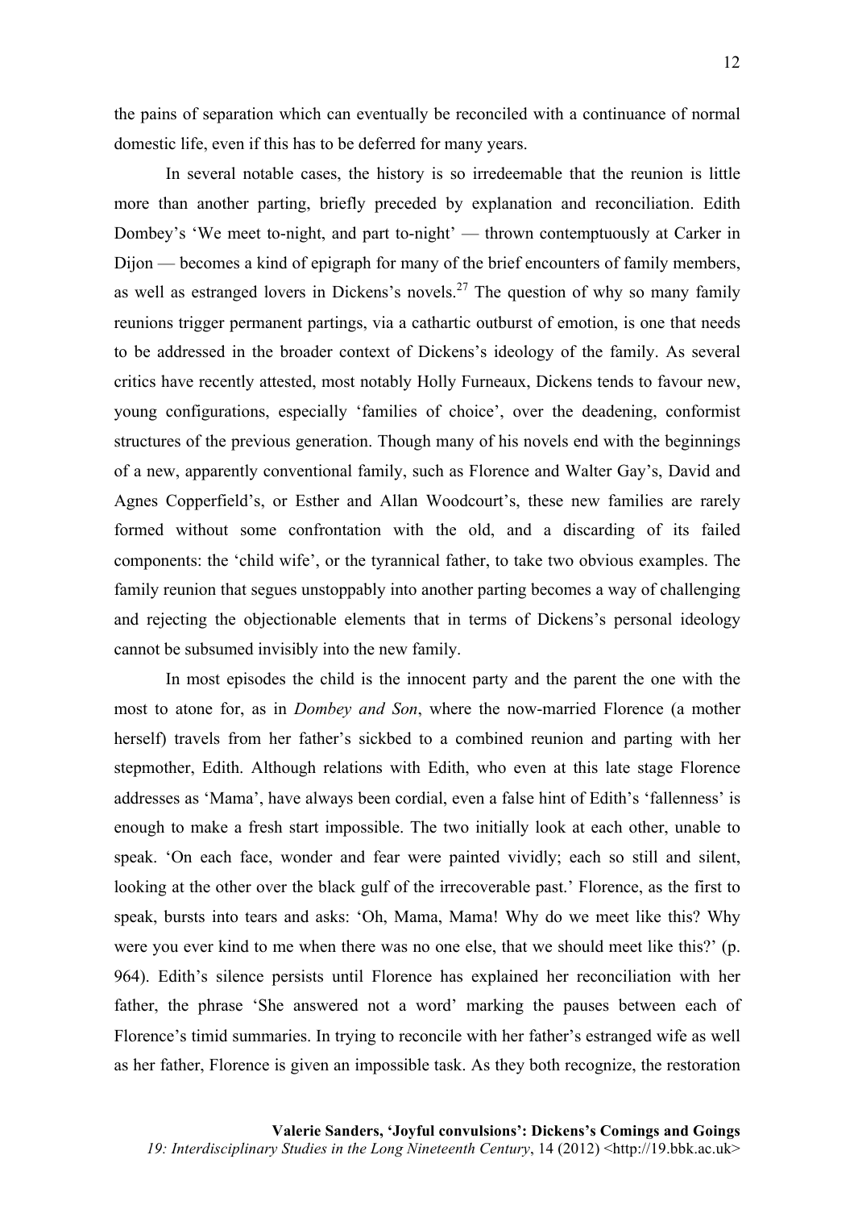the pains of separation which can eventually be reconciled with a continuance of normal domestic life, even if this has to be deferred for many years.

In several notable cases, the history is so irredeemable that the reunion is little more than another parting, briefly preceded by explanation and reconciliation. Edith Dombey's 'We meet to-night, and part to-night' — thrown contemptuously at Carker in Dijon — becomes a kind of epigraph for many of the brief encounters of family members, as well as estranged lovers in Dickens's novels.[27] The question of why so many family reunions trigger permanent partings, via a cathartic outburst of emotion, is one that needs to be addressed in the broader context of Dickens's ideology of the family. As several critics have recently attested, most notably Holly Furneaux, Dickens tends to favour new, young configurations, especially 'families of choice', over the deadening, conformist structures of the previous generation. Though many of his novels end with the beginnings of a new, apparently conventional family, such as Florence and Walter Gay's, David and Agnes Copperfield's, or Esther and Allan Woodcourt's, these new families are rarely formed without some confrontation with the old, and a discarding of its failed components: the 'child wife', or the tyrannical father, to take two obvious examples. The family reunion that segues unstoppably into another parting becomes a way of challenging and rejecting the objectionable elements that in terms of Dickens's personal ideology cannot be subsumed invisibly into the new family.

In most episodes the child is the innocent party and the parent the one with the most to atone for, as in *Dombey and Son*, where the now-married Florence (a mother herself) travels from her father's sickbed to a combined reunion and parting with her stepmother, Edith. Although relations with Edith, who even at this late stage Florence addresses as 'Mama', have always been cordial, even a false hint of Edith's 'fallenness' is enough to make a fresh start impossible. The two initially look at each other, unable to speak. 'On each face, wonder and fear were painted vividly; each so still and silent, looking at the other over the black gulf of the irrecoverable past.' Florence, as the first to speak, bursts into tears and asks: 'Oh, Mama, Mama! Why do we meet like this? Why were you ever kind to me when there was no one else, that we should meet like this?' (p. 964). Edith's silence persists until Florence has explained her reconciliation with her father, the phrase 'She answered not a word' marking the pauses between each of Florence's timid summaries. In trying to reconcile with her father's estranged wife as well as her father, Florence is given an impossible task. As they both recognize, the restoration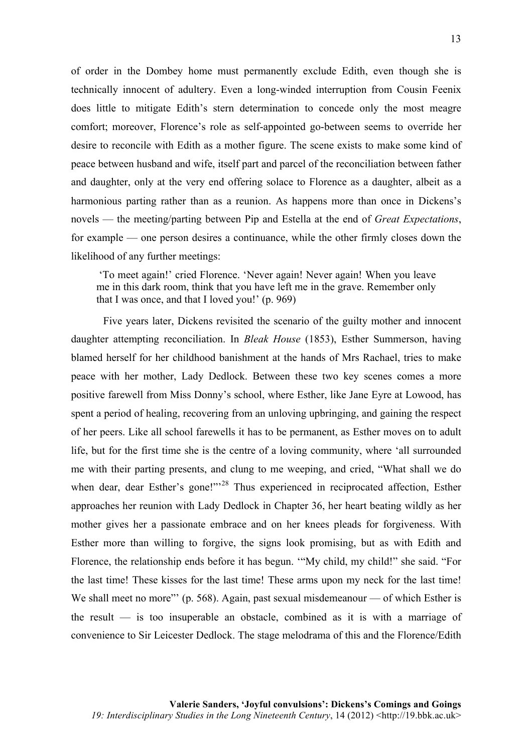of order in the Dombey home must permanently exclude Edith, even though she is technically innocent of adultery. Even a long-winded interruption from Cousin Feenix does little to mitigate Edith's stern determination to concede only the most meagre comfort; moreover, Florence's role as self-appointed go-between seems to override her desire to reconcile with Edith as a mother figure. The scene exists to make some kind of peace between husband and wife, itself part and parcel of the reconciliation between father and daughter, only at the very end offering solace to Florence as a daughter, albeit as a harmonious parting rather than as a reunion. As happens more than once in Dickens's novels — the meeting/parting between Pip and Estella at the end of *Great Expectations*, for example — one person desires a continuance, while the other firmly closes down the likelihood of any further meetings:

> 'To meet again!' cried Florence. 'Never again! Never again! When you leave me in this dark room, think that you have left me in the grave. Remember only that I was once, and that I loved you!' (p. 969)

Five years later, Dickens revisited the scenario of the guilty mother and innocent daughter attempting reconciliation. In *Bleak House* (1853), Esther Summerson, having blamed herself for her childhood banishment at the hands of Mrs Rachael, tries to make peace with her mother, Lady Dedlock. Between these two key scenes comes a more positive farewell from Miss Donny's school, where Esther, like Jane Eyre at Lowood, has spent a period of healing, recovering from an unloving upbringing, and gaining the respect of her peers. Like all school farewells it has to be permanent, as Esther moves on to adult life, but for the first time she is the centre of a loving community, where 'all surrounded me with their parting presents, and clung to me weeping, and cried, "What shall we do when dear, dear Esther's gone!"'[28] Thus experienced in reciprocated affection, Esther approaches her reunion with Lady Dedlock in Chapter 36, her heart beating wildly as her mother gives her a passionate embrace and on her knees pleads for forgiveness. With Esther more than willing to forgive, the signs look promising, but as with Edith and Florence, the relationship ends before it has begun. '"My child, my child!" she said. "For the last time! These kisses for the last time! These arms upon my neck for the last time! We shall meet no more"' (p. 568). Again, past sexual misdemeanour — of which Esther is the result — is too insuperable an obstacle, combined as it is with a marriage of convenience to Sir Leicester Dedlock. The stage melodrama of this and the Florence/Edith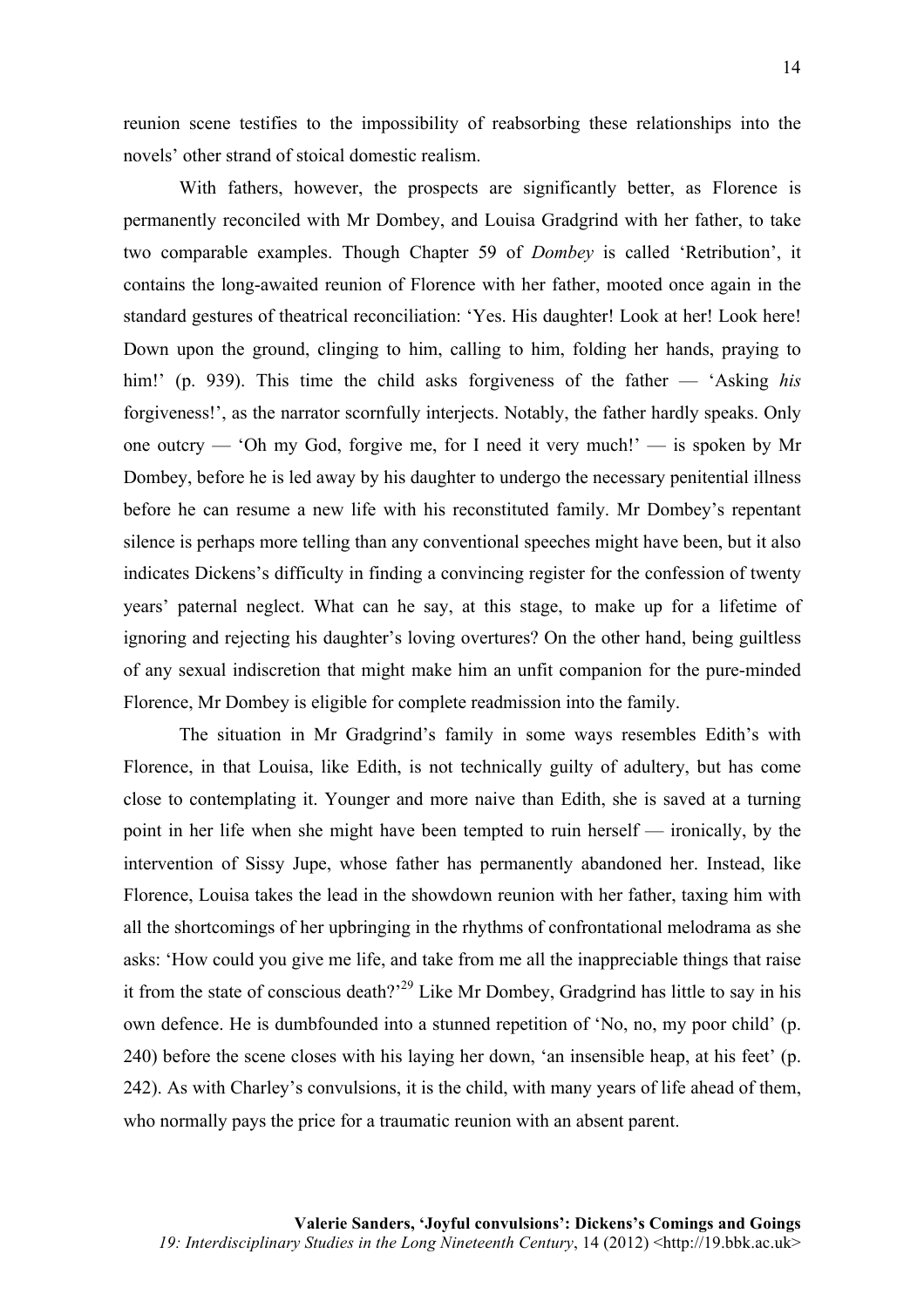reunion scene testifies to the impossibility of reabsorbing these relationships into the novels' other strand of stoical domestic realism.

With fathers, however, the prospects are significantly better, as Florence is permanently reconciled with Mr Dombey, and Louisa Gradgrind with her father, to take two comparable examples. Though Chapter 59 of *Dombey* is called 'Retribution', it contains the long-awaited reunion of Florence with her father, mooted once again in the standard gestures of theatrical reconciliation: 'Yes. His daughter! Look at her! Look here! Down upon the ground, clinging to him, calling to him, folding her hands, praying to him!' (p. 939). This time the child asks forgiveness of the father — 'Asking *his* forgiveness!', as the narrator scornfully interjects. Notably, the father hardly speaks. Only one outcry — 'Oh my God, forgive me, for I need it very much!' — is spoken by Mr Dombey, before he is led away by his daughter to undergo the necessary penitential illness before he can resume a new life with his reconstituted family. Mr Dombey's repentant silence is perhaps more telling than any conventional speeches might have been, but it also indicates Dickens's difficulty in finding a convincing register for the confession of twenty years' paternal neglect. What can he say, at this stage, to make up for a lifetime of ignoring and rejecting his daughter's loving overtures? On the other hand, being guiltless of any sexual indiscretion that might make him an unfit companion for the pure-minded Florence, Mr Dombey is eligible for complete readmission into the family.

The situation in Mr Gradgrind's family in some ways resembles Edith's with Florence, in that Louisa, like Edith, is not technically guilty of adultery, but has come close to contemplating it. Younger and more naive than Edith, she is saved at a turning point in her life when she might have been tempted to ruin herself — ironically, by the intervention of Sissy Jupe, whose father has permanently abandoned her. Instead, like Florence, Louisa takes the lead in the showdown reunion with her father, taxing him with all the shortcomings of her upbringing in the rhythms of confrontational melodrama as she asks: 'How could you give me life, and take from me all the inappreciable things that raise it from the state of conscious death?'[29] Like Mr Dombey, Gradgrind has little to say in his own defence. He is dumbfounded into a stunned repetition of 'No, no, my poor child' (p. 240) before the scene closes with his laying her down, 'an insensible heap, at his feet' (p. 242). As with Charley's convulsions, it is the child, with many years of life ahead of them, who normally pays the price for a traumatic reunion with an absent parent.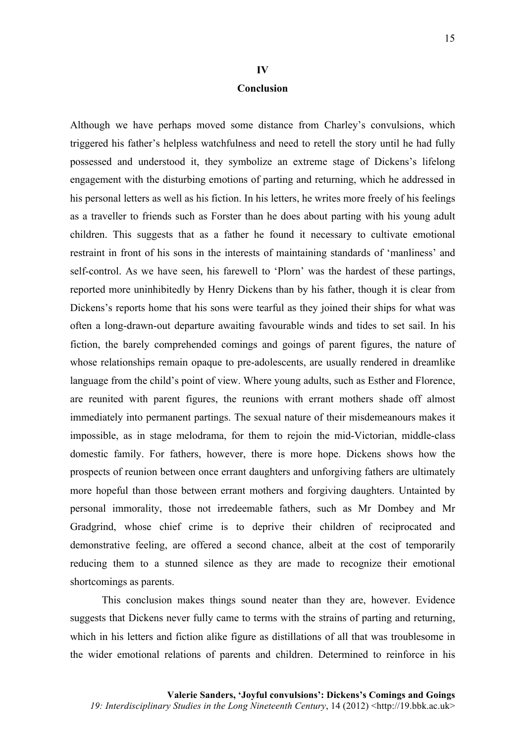## IV
## Conclusion

Although we have perhaps moved some distance from Charley's convulsions, which triggered his father's helpless watchfulness and need to retell the story until he had fully possessed and understood it, they symbolize an extreme stage of Dickens's lifelong engagement with the disturbing emotions of parting and returning, which he addressed in his personal letters as well as his fiction. In his letters, he writes more freely of his feelings as a traveller to friends such as Forster than he does about parting with his young adult children. This suggests that as a father he found it necessary to cultivate emotional restraint in front of his sons in the interests of maintaining standards of 'manliness' and self-control. As we have seen, his farewell to 'Plorn' was the hardest of these partings, reported more uninhibitedly by Henry Dickens than by his father, though it is clear from Dickens's reports home that his sons were tearful as they joined their ships for what was often a long-drawn-out departure awaiting favourable winds and tides to set sail. In his fiction, the barely comprehended comings and goings of parent figures, the nature of whose relationships remain opaque to pre-adolescents, are usually rendered in dreamlike language from the child's point of view. Where young adults, such as Esther and Florence, are reunited with parent figures, the reunions with errant mothers shade off almost immediately into permanent partings. The sexual nature of their misdemeanours makes it impossible, as in stage melodrama, for them to rejoin the mid-Victorian, middle-class domestic family. For fathers, however, there is more hope. Dickens shows how the prospects of reunion between once errant daughters and unforgiving fathers are ultimately more hopeful than those between errant mothers and forgiving daughters. Untainted by personal immorality, those not irredeemable fathers, such as Mr Dombey and Mr Gradgrind, whose chief crime is to deprive their children of reciprocated and demonstrative feeling, are offered a second chance, albeit at the cost of temporarily reducing them to a stunned silence as they are made to recognize their emotional shortcomings as parents.

This conclusion makes things sound neater than they are, however. Evidence suggests that Dickens never fully came to terms with the strains of parting and returning, which in his letters and fiction alike figure as distillations of all that was troublesome in the wider emotional relations of parents and children. Determined to reinforce in his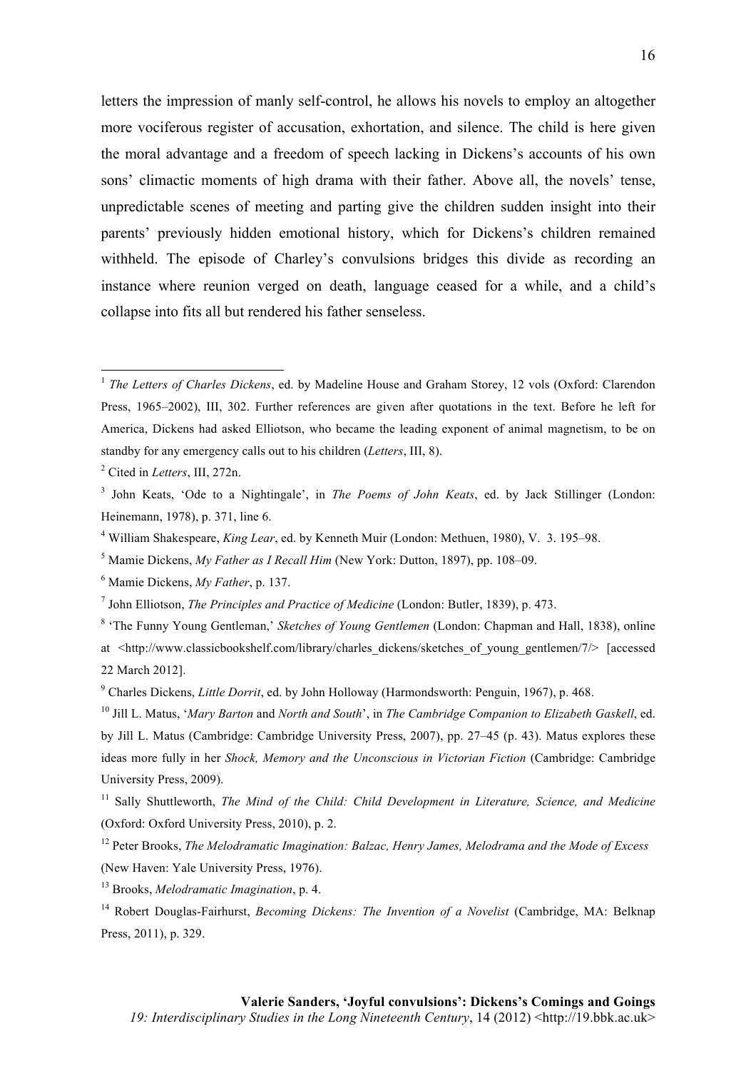letters the impression of manly self-control, he allows his novels to employ an altogether more vociferous register of accusation, exhortation, and silence. The child is here given the moral advantage and a freedom of speech lacking in Dickens's accounts of his own sons' climactic moments of high drama with their father. Above all, the novels' tense, unpredictable scenes of meeting and parting give the children sudden insight into their parents' previously hidden emotional history, which for Dickens's children remained withheld. The episode of Charley's convulsions bridges this divide as recording an instance where reunion verged on death, language ceased for a while, and a child's collapse into fits all but rendered his father senseless.

---

[1] *The Letters of Charles Dickens*, ed. by Madeline House and Graham Storey, 12 vols (Oxford: Clarendon Press, 1965–2002), III, 302. Further references are given after quotations in the text. Before he left for America, Dickens had asked Elliotson, who became the leading exponent of animal magnetism, to be on standby for any emergency calls out to his children (*Letters*, III, 8).

[2] Cited in *Letters*, III, 272n.

[3] John Keats, 'Ode to a Nightingale', in *The Poems of John Keats*, ed. by Jack Stillinger (London: Heinemann, 1978), p. 371, line 6.

[4] William Shakespeare, *King Lear*, ed. by Kenneth Muir (London: Methuen, 1980), V. 3. 195–98.

[5] Mamie Dickens, *My Father as I Recall Him* (New York: Dutton, 1897), pp. 108–09.

[6] Mamie Dickens, *My Father*, p. 137.

[7] John Elliotson, *The Principles and Practice of Medicine* (London: Butler, 1839), p. 473.

[8] 'The Funny Young Gentleman,' *Sketches of Young Gentlemen* (London: Chapman and Hall, 1838), online at <http://www.classicbookshelf.com/library/charles_dickens/sketches_of_young_gentlemen/7/> [accessed 22 March 2012].

[9] Charles Dickens, *Little Dorrit*, ed. by John Holloway (Harmondsworth: Penguin, 1967), p. 468.

[10] Jill L. Matus, '*Mary Barton* and *North and South*', in *The Cambridge Companion to Elizabeth Gaskell*, ed. by Jill L. Matus (Cambridge: Cambridge University Press, 2007), pp. 27–45 (p. 43). Matus explores these ideas more fully in her *Shock, Memory and the Unconscious in Victorian Fiction* (Cambridge: Cambridge University Press, 2009).

[11] Sally Shuttleworth, *The Mind of the Child: Child Development in Literature, Science, and Medicine* (Oxford: Oxford University Press, 2010), p. 2.

[12] Peter Brooks, *The Melodramatic Imagination: Balzac, Henry James, Melodrama and the Mode of Excess* (New Haven: Yale University Press, 1976).

[13] Brooks, *Melodramatic Imagination*, p. 4.

[14] Robert Douglas-Fairhurst, *Becoming Dickens: The Invention of a Novelist* (Cambridge, MA: Belknap Press, 2011), p. 329.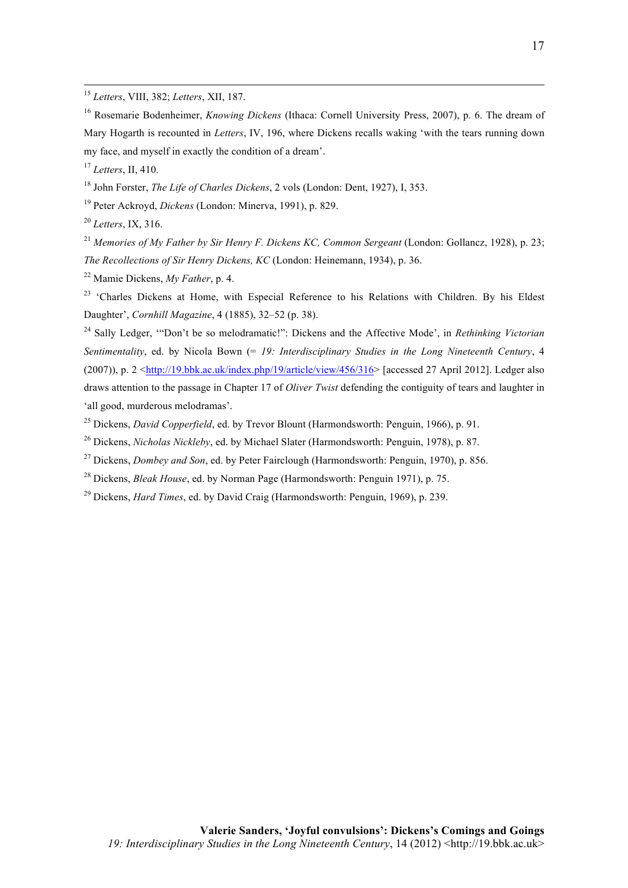[15] *Letters*, VIII, 382; *Letters*, XII, 187.

[16] Rosemarie Bodenheimer, *Knowing Dickens* (Ithaca: Cornell University Press, 2007), p. 6. The dream of Mary Hogarth is recounted in *Letters*, IV, 196, where Dickens recalls waking 'with the tears running down my face, and myself in exactly the condition of a dream'.

[17] *Letters*, II, 410.

[18] John Forster, *The Life of Charles Dickens*, 2 vols (London: Dent, 1927), I, 353.

[19] Peter Ackroyd, *Dickens* (London: Minerva, 1991), p. 829.

[20] *Letters*, IX, 316.

[21] *Memories of My Father by Sir Henry F. Dickens KC, Common Sergeant* (London: Gollancz, 1928), p. 23; *The Recollections of Sir Henry Dickens, KC* (London: Heinemann, 1934), p. 36.

[22] Mamie Dickens, *My Father*, p. 4.

[23] 'Charles Dickens at Home, with Especial Reference to his Relations with Children. By his Eldest Daughter', *Cornhill Magazine*, 4 (1885), 32–52 (p. 38).

[24] Sally Ledger, '"Don't be so melodramatic!": Dickens and the Affective Mode', in *Rethinking Victorian Sentimentality*, ed. by Nicola Bown (= *19: Interdisciplinary Studies in the Long Nineteenth Century*, 4 (2007)), p. 2 <http://19.bbk.ac.uk/index.php/19/article/view/456/316> [accessed 27 April 2012]. Ledger also draws attention to the passage in Chapter 17 of *Oliver Twist* defending the contiguity of tears and laughter in 'all good, murderous melodramas'.

[25] Dickens, *David Copperfield*, ed. by Trevor Blount (Harmondsworth: Penguin, 1966), p. 91.

[26] Dickens, *Nicholas Nickleby*, ed. by Michael Slater (Harmondsworth: Penguin, 1978), p. 87.

[27] Dickens, *Dombey and Son*, ed. by Peter Fairclough (Harmondsworth: Penguin, 1970), p. 856.

[28] Dickens, *Bleak House*, ed. by Norman Page (Harmondsworth: Penguin 1971), p. 75.

[29] Dickens, *Hard Times*, ed. by David Craig (Harmondsworth: Penguin, 1969), p. 239.